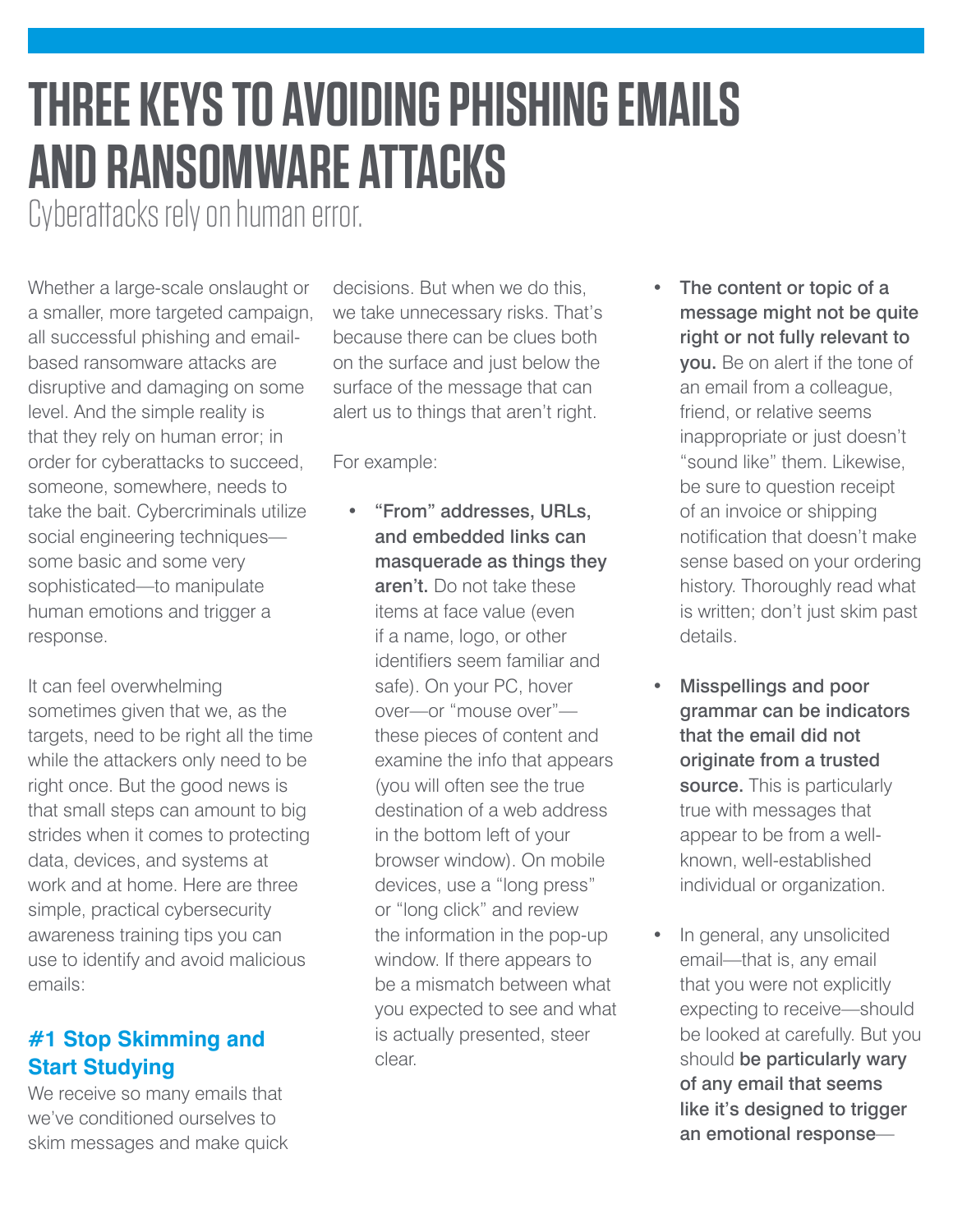# THREE KEYS TO AVOIDING PHISHING EMAILS AND RANSOMWARE ATTACKS

Cyberattacks rely on human error.

Whether a large-scale onslaught or a smaller, more targeted campaign, all successful phishing and email-based ransomware attacks are disruptive and damaging on some level. And the simple reality is that they rely on human error; in order for cyberattacks to succeed, someone, somewhere, needs to take the bait. Cybercriminals utilize social engineering techniques—some basic and some very sophisticated—to manipulate human emotions and trigger a response.

It can feel overwhelming sometimes given that we, as the targets, need to be right all the time while the attackers only need to be right once. But the good news is that small steps can amount to big strides when it comes to protecting data, devices, and systems at work and at home. Here are three simple, practical cybersecurity awareness training tips you can use to identify and avoid malicious emails:

## #1 Stop Skimming and Start Studying

We receive so many emails that we've conditioned ourselves to skim messages and make quick decisions. But when we do this, we take unnecessary risks. That's because there can be clues both on the surface and just below the surface of the message that can alert us to things that aren't right.

For example:

- **"From" addresses, URLs, and embedded links can masquerade as things they aren't.** Do not take these items at face value (even if a name, logo, or other identifiers seem familiar and safe). On your PC, hover over—or "mouse over"—these pieces of content and examine the info that appears (you will often see the true destination of a web address in the bottom left of your browser window). On mobile devices, use a "long press" or "long click" and review the information in the pop-up window. If there appears to be a mismatch between what you expected to see and what is actually presented, steer clear.
- **The content or topic of a message might not be quite right or not fully relevant to you.** Be on alert if the tone of an email from a colleague, friend, or relative seems inappropriate or just doesn't "sound like" them. Likewise, be sure to question receipt of an invoice or shipping notification that doesn't make sense based on your ordering history. Thoroughly read what is written; don't just skim past details.
- **Misspellings and poor grammar can be indicators that the email did not originate from a trusted source.** This is particularly true with messages that appear to be from a well-known, well-established individual or organization.
- In general, any unsolicited email—that is, any email that you were not explicitly expecting to receive—should be looked at carefully. But you should **be particularly wary of any email that seems like it's designed to trigger an emotional response**—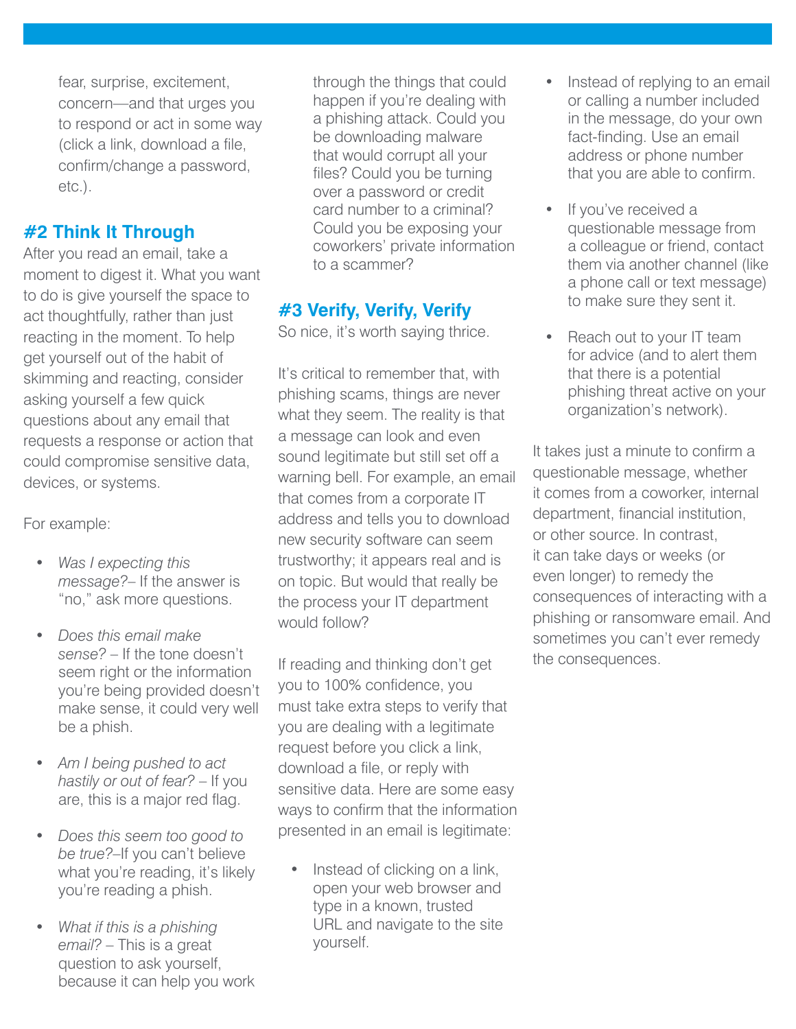fear, surprise, excitement, concern—and that urges you to respond or act in some way (click a link, download a file, confirm/change a password, etc.).

## #2 Think It Through

After you read an email, take a moment to digest it. What you want to do is give yourself the space to act thoughtfully, rather than just reacting in the moment. To help get yourself out of the habit of skimming and reacting, consider asking yourself a few quick questions about any email that requests a response or action that could compromise sensitive data, devices, or systems.

For example:

- *Was I expecting this message?*– If the answer is "no," ask more questions.
- *Does this email make sense?* – If the tone doesn't seem right or the information you're being provided doesn't make sense, it could very well be a phish.
- *Am I being pushed to act hastily or out of fear?* – If you are, this is a major red flag.
- *Does this seem too good to be true?*–If you can't believe what you're reading, it's likely you're reading a phish.
- *What if this is a phishing email?* – This is a great question to ask yourself, because it can help you work through the things that could happen if you're dealing with a phishing attack. Could you be downloading malware that would corrupt all your files? Could you be turning over a password or credit card number to a criminal? Could you be exposing your coworkers' private information to a scammer?

## #3 Verify, Verify, Verify

So nice, it's worth saying thrice.

It's critical to remember that, with phishing scams, things are never what they seem. The reality is that a message can look and even sound legitimate but still set off a warning bell. For example, an email that comes from a corporate IT address and tells you to download new security software can seem trustworthy; it appears real and is on topic. But would that really be the process your IT department would follow?

If reading and thinking don't get you to 100% confidence, you must take extra steps to verify that you are dealing with a legitimate request before you click a link, download a file, or reply with sensitive data. Here are some easy ways to confirm that the information presented in an email is legitimate:

- Instead of clicking on a link, open your web browser and type in a known, trusted URL and navigate to the site yourself.
- Instead of replying to an email or calling a number included in the message, do your own fact-finding. Use an email address or phone number that you are able to confirm.
- If you've received a questionable message from a colleague or friend, contact them via another channel (like a phone call or text message) to make sure they sent it.
- Reach out to your IT team for advice (and to alert them that there is a potential phishing threat active on your organization's network).

It takes just a minute to confirm a questionable message, whether it comes from a coworker, internal department, financial institution, or other source. In contrast, it can take days or weeks (or even longer) to remedy the consequences of interacting with a phishing or ransomware email. And sometimes you can't ever remedy the consequences.